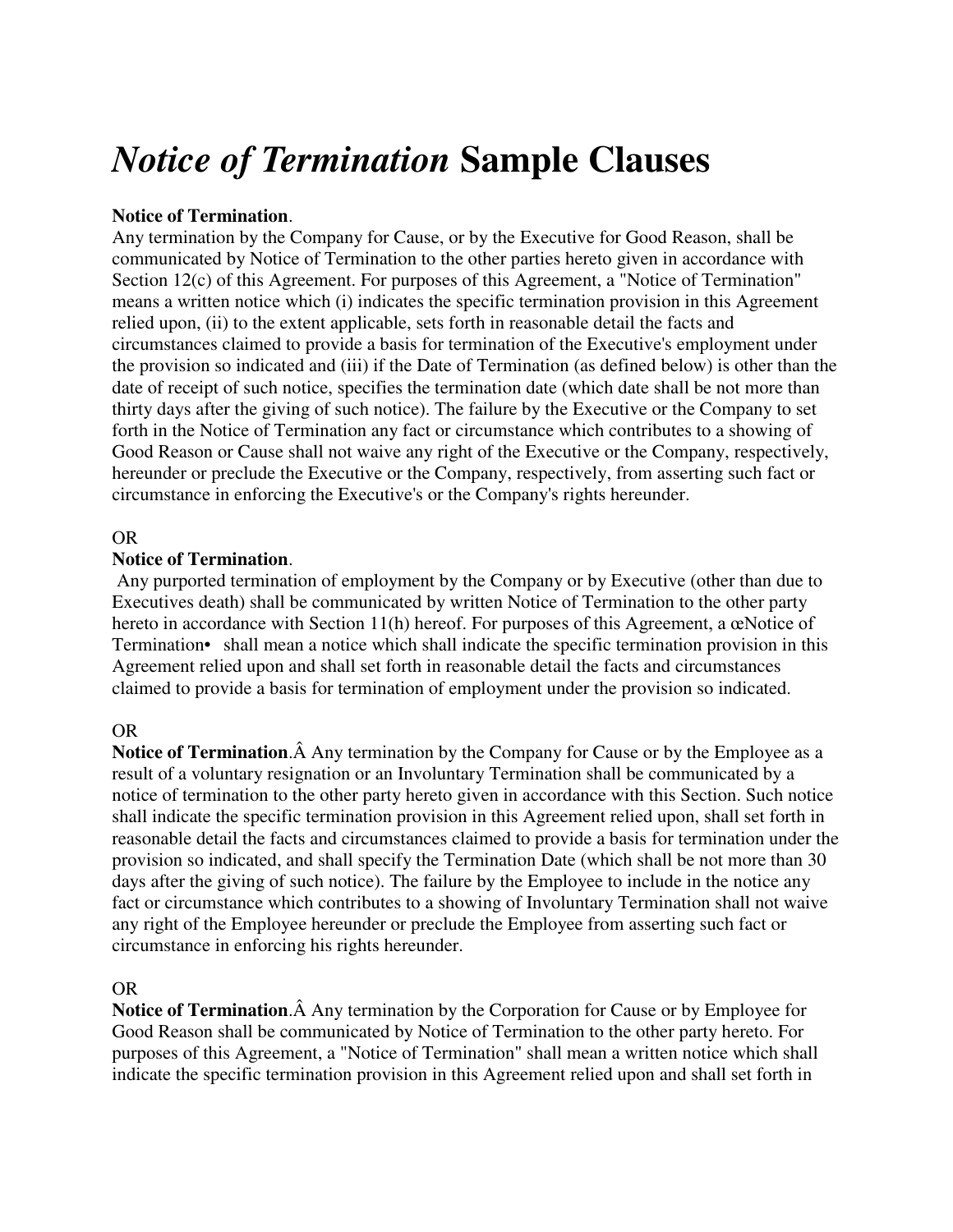# *Notice of Termination* Sample Clauses

**Notice of Termination**.
Any termination by the Company for Cause, or by the Executive for Good Reason, shall be communicated by Notice of Termination to the other parties hereto given in accordance with Section 12(c) of this Agreement. For purposes of this Agreement, a "Notice of Termination" means a written notice which (i) indicates the specific termination provision in this Agreement relied upon, (ii) to the extent applicable, sets forth in reasonable detail the facts and circumstances claimed to provide a basis for termination of the Executive's employment under the provision so indicated and (iii) if the Date of Termination (as defined below) is other than the date of receipt of such notice, specifies the termination date (which date shall be not more than thirty days after the giving of such notice). The failure by the Executive or the Company to set forth in the Notice of Termination any fact or circumstance which contributes to a showing of Good Reason or Cause shall not waive any right of the Executive or the Company, respectively, hereunder or preclude the Executive or the Company, respectively, from asserting such fact or circumstance in enforcing the Executive's or the Company's rights hereunder.

OR

**Notice of Termination**.
Any purported termination of employment by the Company or by Executive (other than due to Executives death) shall be communicated by written Notice of Termination to the other party hereto in accordance with Section 11(h) hereof. For purposes of this Agreement, a œNotice of Termination• shall mean a notice which shall indicate the specific termination provision in this Agreement relied upon and shall set forth in reasonable detail the facts and circumstances claimed to provide a basis for termination of employment under the provision so indicated.

OR

**Notice of Termination**.Â Any termination by the Company for Cause or by the Employee as a result of a voluntary resignation or an Involuntary Termination shall be communicated by a notice of termination to the other party hereto given in accordance with this Section. Such notice shall indicate the specific termination provision in this Agreement relied upon, shall set forth in reasonable detail the facts and circumstances claimed to provide a basis for termination under the provision so indicated, and shall specify the Termination Date (which shall be not more than 30 days after the giving of such notice). The failure by the Employee to include in the notice any fact or circumstance which contributes to a showing of Involuntary Termination shall not waive any right of the Employee hereunder or preclude the Employee from asserting such fact or circumstance in enforcing his rights hereunder.

OR

**Notice of Termination**.Â Any termination by the Corporation for Cause or by Employee for Good Reason shall be communicated by Notice of Termination to the other party hereto. For purposes of this Agreement, a "Notice of Termination" shall mean a written notice which shall indicate the specific termination provision in this Agreement relied upon and shall set forth in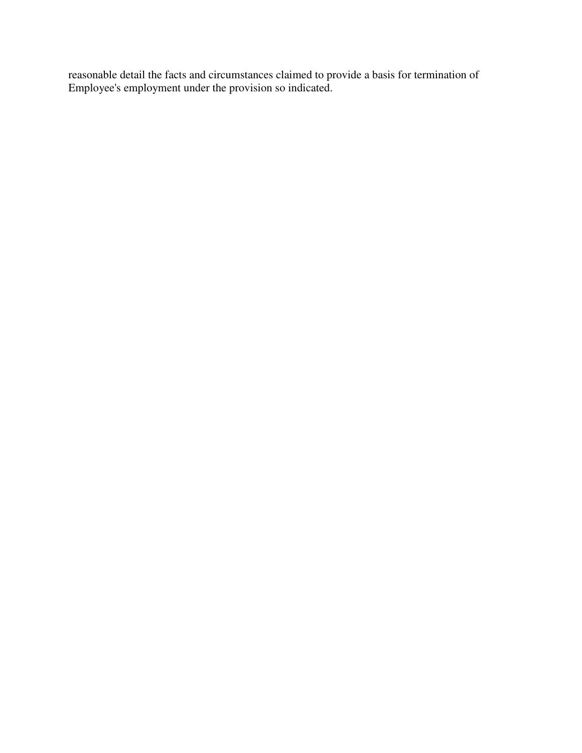reasonable detail the facts and circumstances claimed to provide a basis for termination of Employee's employment under the provision so indicated.